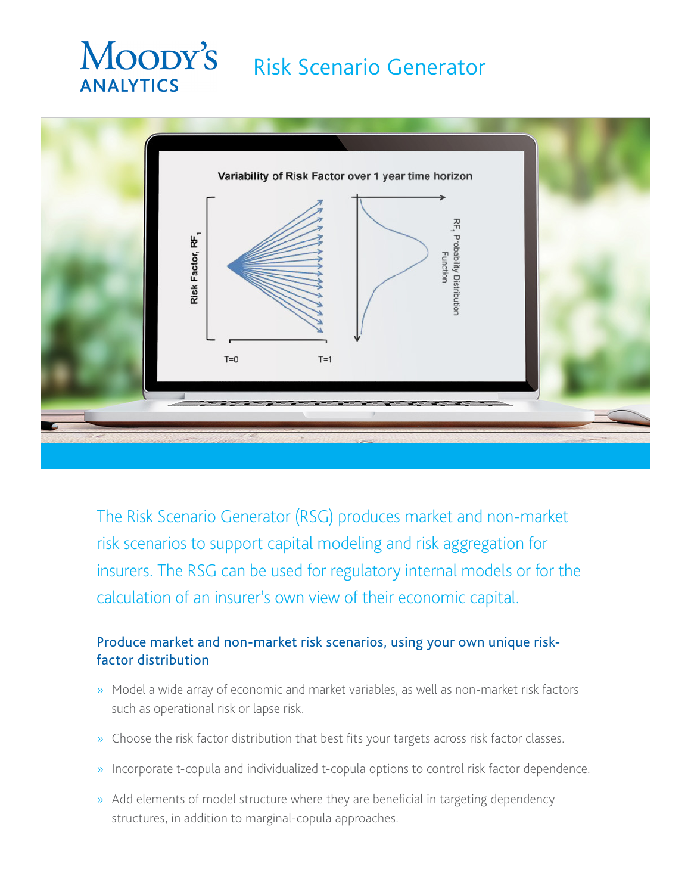# Moody's Analytics | Risk Scenario Generator

The Risk Scenario Generator (RSG) produces market and non-market risk scenarios to support capital modeling and risk aggregation for insurers. The RSG can be used for regulatory internal models or for the calculation of an insurer's own view of their economic capital.

## Produce market and non-market risk scenarios, using your own unique risk-factor distribution

- Model a wide array of economic and market variables, as well as non-market risk factors such as operational risk or lapse risk.
- Choose the risk factor distribution that best fits your targets across risk factor classes.
- Incorporate t-copula and individualized t-copula options to control risk factor dependence.
- Add elements of model structure where they are beneficial in targeting dependency structures, in addition to marginal-copula approaches.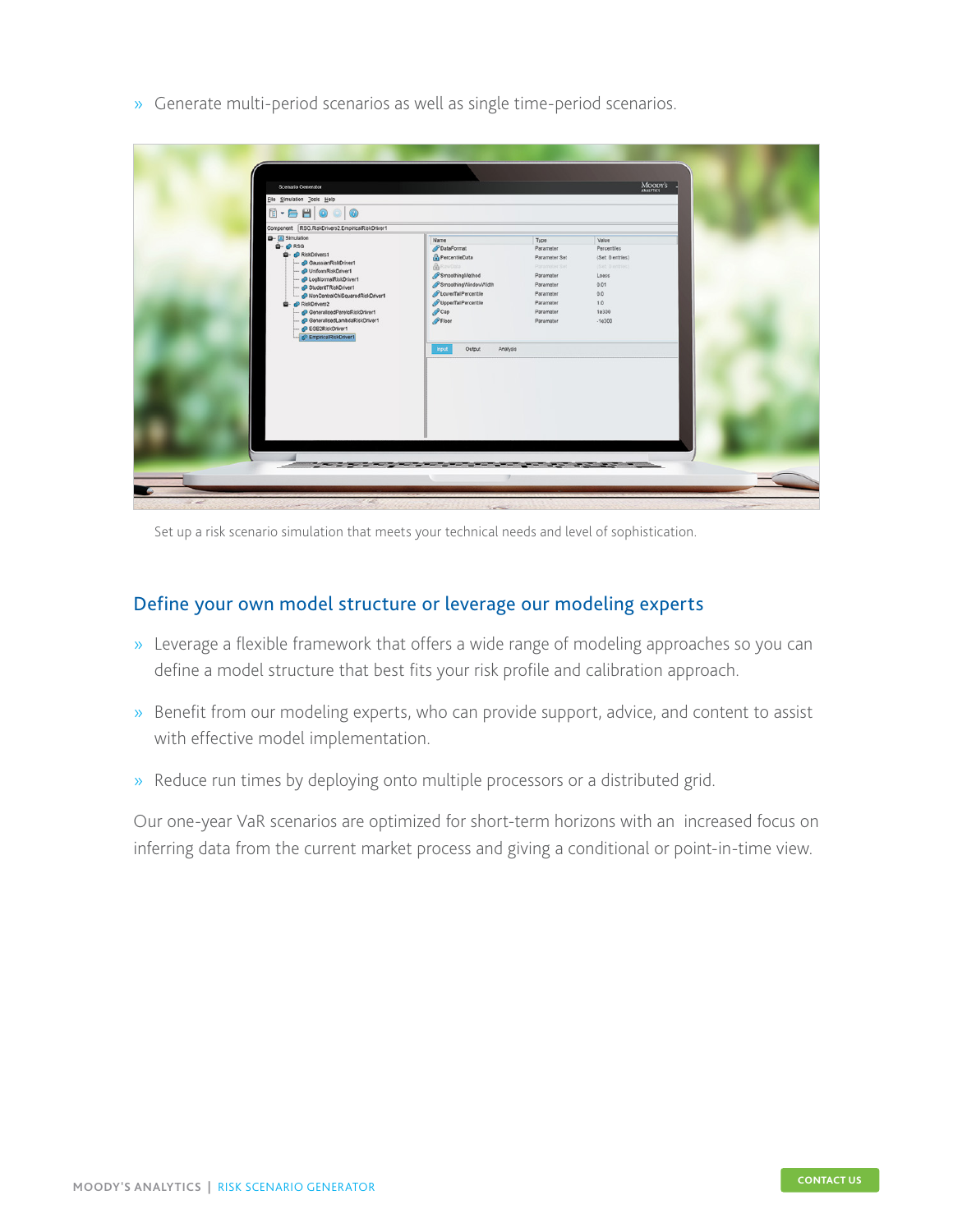- Generate multi-period scenarios as well as single time-period scenarios.

Set up a risk scenario simulation that meets your technical needs and level of sophistication.

## Define your own model structure or leverage our modeling experts

- Leverage a flexible framework that offers a wide range of modeling approaches so you can define a model structure that best fits your risk profile and calibration approach.
- Benefit from our modeling experts, who can provide support, advice, and content to assist with effective model implementation.
- Reduce run times by deploying onto multiple processors or a distributed grid.

Our one-year VaR scenarios are optimized for short-term horizons with an increased focus on inferring data from the current market process and giving a conditional or point-in-time view.

CONTACT US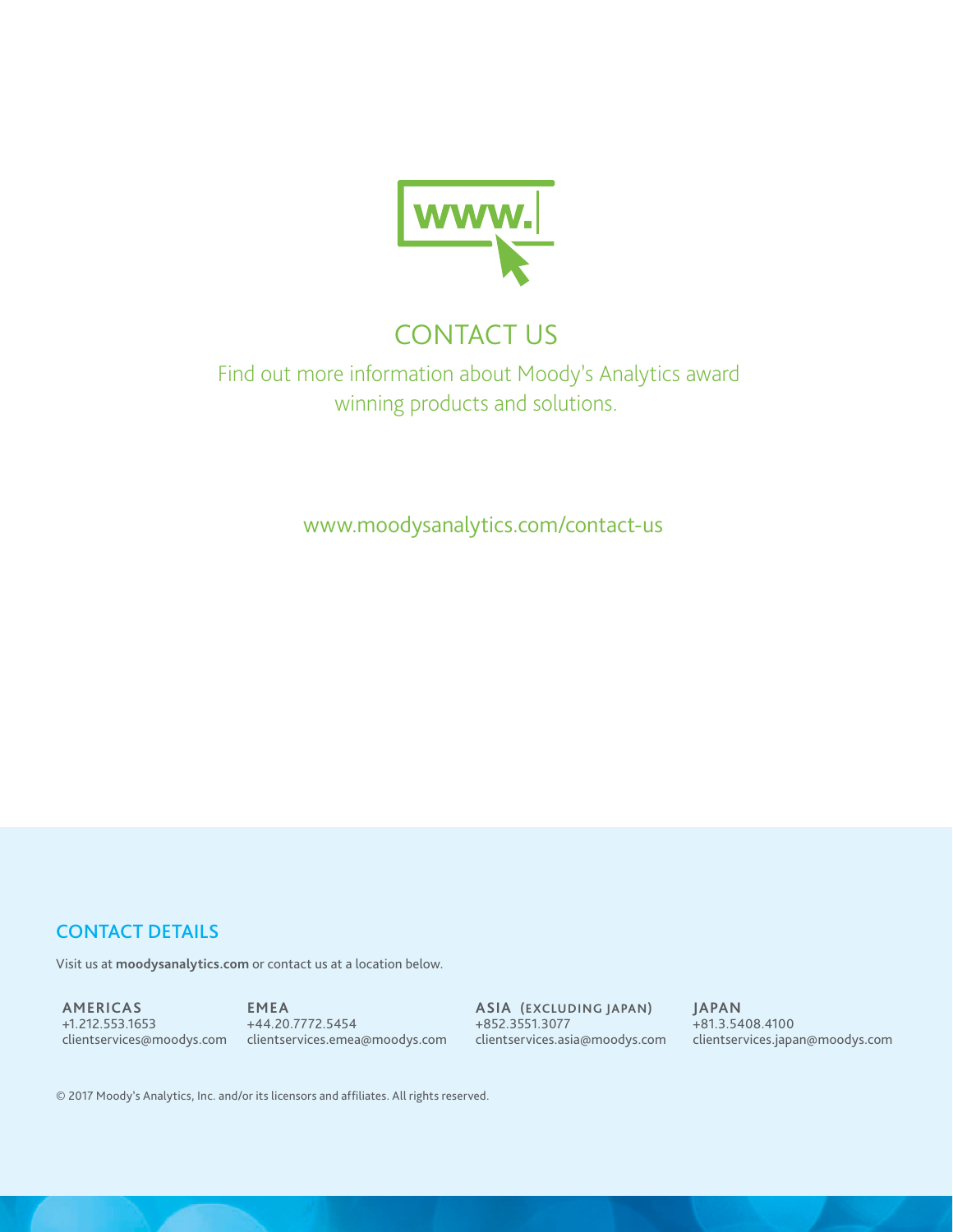## CONTACT US

Find out more information about Moody's Analytics award winning products and solutions.

www.moodysanalytics.com/contact-us

## CONTACT DETAILS

Visit us at **moodysanalytics.com** or contact us at a location below.

**AMERICAS**
+1.212.553.1653
clientservices@moodys.com

**EMEA**
+44.20.7772.5454
clientservices.emea@moodys.com

**ASIA (EXCLUDING JAPAN)**
+852.3551.3077
clientservices.asia@moodys.com

**JAPAN**
+81.3.5408.4100
clientservices.japan@moodys.com

© 2017 Moody's Analytics, Inc. and/or its licensors and affiliates. All rights reserved.